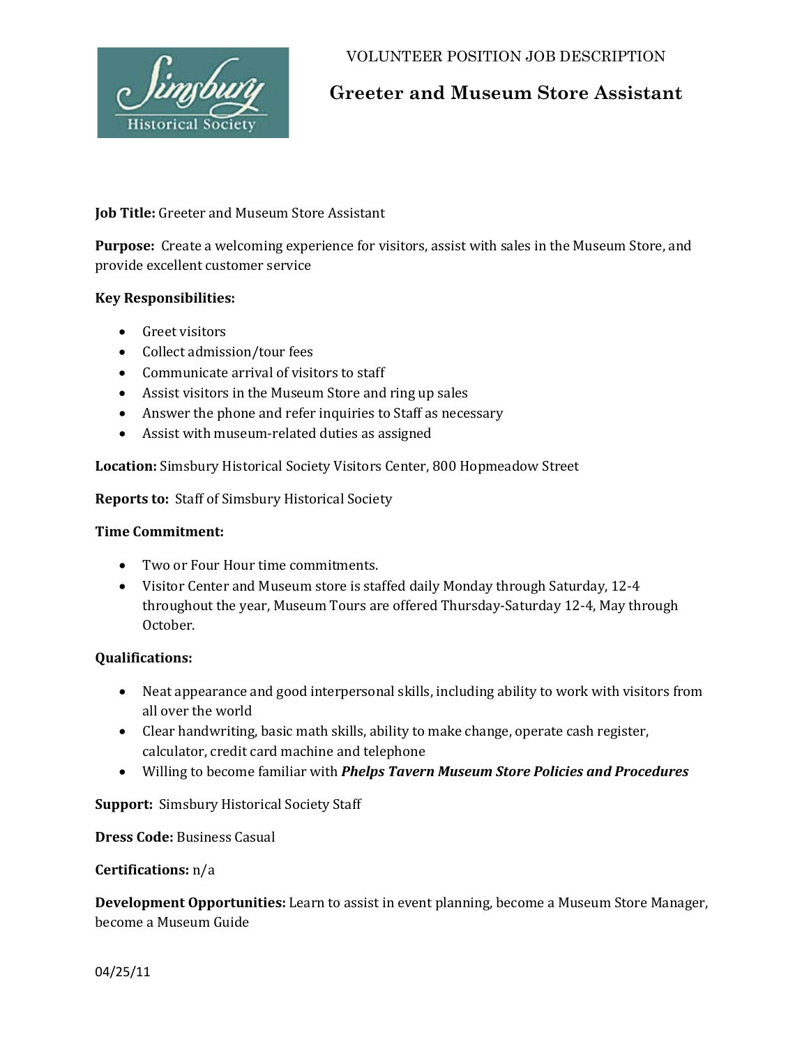Simsbury Historical Society

VOLUNTEER POSITION JOB DESCRIPTION

# Greeter and Museum Store Assistant

**Job Title:** Greeter and Museum Store Assistant

**Purpose:** Create a welcoming experience for visitors, assist with sales in the Museum Store, and provide excellent customer service

**Key Responsibilities:**

- Greet visitors
- Collect admission/tour fees
- Communicate arrival of visitors to staff
- Assist visitors in the Museum Store and ring up sales
- Answer the phone and refer inquiries to Staff as necessary
- Assist with museum-related duties as assigned

**Location:** Simsbury Historical Society Visitors Center, 800 Hopmeadow Street

**Reports to:** Staff of Simsbury Historical Society

**Time Commitment:**

- Two or Four Hour time commitments.
- Visitor Center and Museum store is staffed daily Monday through Saturday, 12-4 throughout the year, Museum Tours are offered Thursday-Saturday 12-4, May through October.

**Qualifications:**

- Neat appearance and good interpersonal skills, including ability to work with visitors from all over the world
- Clear handwriting, basic math skills, ability to make change, operate cash register, calculator, credit card machine and telephone
- Willing to become familiar with ***Phelps Tavern Museum Store Policies and Procedures***

**Support:** Simsbury Historical Society Staff

**Dress Code:** Business Casual

**Certifications:** n/a

**Development Opportunities:** Learn to assist in event planning, become a Museum Store Manager, become a Museum Guide

04/25/11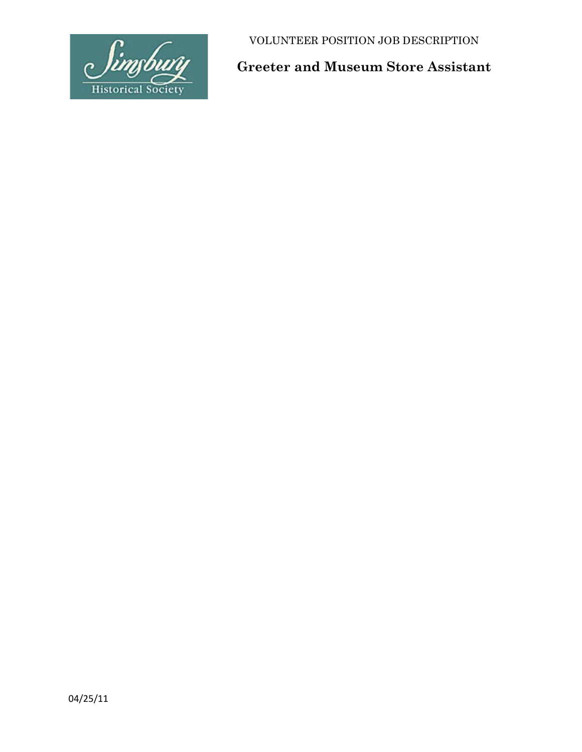VOLUNTEER POSITION JOB DESCRIPTION

# Greeter and Museum Store Assistant